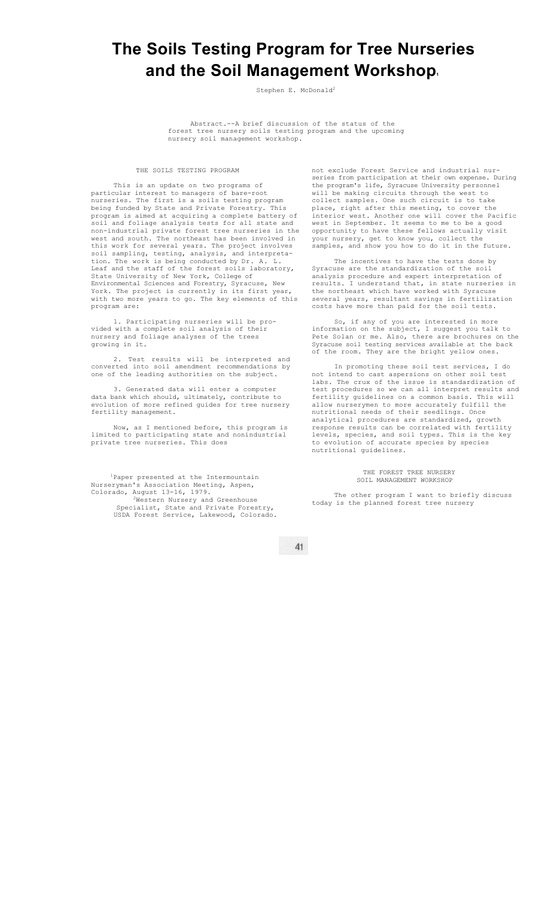# The Soils Testing Program for Tree Nurseries and the Soil Management Workshop[1]

Stephen E. McDonald[2]

Abstract.--A brief discussion of the status of the forest tree nursery soils testing program and the upcoming nursery soil management workshop.

## THE SOILS TESTING PROGRAM

This is an update on two programs of particular interest to managers of bare-root nurseries. The first is a soils testing program being funded by State and Private Forestry. This program is aimed at acquiring a complete battery of soil and foliage analysis tests for all state and non-industrial private forest tree nurseries in the west and south. The northeast has been involved in this work for several years. The project involves soil sampling, testing, analysis, and interpretation. The work is being conducted by Dr. A. L. Leaf and the staff of the forest soils laboratory, State University of New York, College of Environmental Sciences and Forestry, Syracuse, New York. The project is currently in its first year, with two more years to go. The key elements of this program are:

1. Participating nurseries will be provided with a complete soil analysis of their nursery and foliage analyses of the trees growing in it.

2. Test results will be interpreted and converted into soil amendment recommendations by one of the leading authorities on the subject.

3. Generated data will enter a computer data bank which should, ultimately, contribute to evolution of more refined guides for tree nursery fertility management.

Now, as I mentioned before, this program is limited to participating state and nonindustrial private tree nurseries. This does not exclude Forest Service and industrial nurseries from participation at their own expense. During the program's life, Syracuse University personnel will be making circuits through the west to collect samples. One such circuit is to take place, right after this meeting, to cover the interior west. Another one will cover the Pacific west in September. It seems to me to be a good opportunity to have these fellows actually visit your nursery, get to know you, collect the samples, and show you how to do it in the future.

The incentives to have the tests done by Syracuse are the standardization of the soil analysis procedure and expert interpretation of results. I understand that, in state nurseries in the northeast which have worked with Syracuse several years, resultant savings in fertilization costs have more than paid for the soil tests.

So, if any of you are interested in more information on the subject, I suggest you talk to Pete Solan or me. Also, there are brochures on the Syracuse soil testing services available at the back of the room. They are the bright yellow ones.

In promoting these soil test services, I do not intend to cast aspersions on other soil test labs. The crux of the issue is standardization of test procedures so we can all interpret results and fertility guidelines on a common basis. This will allow nurserymen to more accurately fulfill the nutritional needs of their seedlings. Once analytical procedures are standardized, growth response results can be correlated with fertility levels, species, and soil types. This is the key to evolution of accurate species by species nutritional guidelines.

## THE FOREST TREE NURSERY SOIL MANAGEMENT WORKSHOP

The other program I want to briefly discuss today is the planned forest tree nursery

[1]Paper presented at the Intermountain Nurseryman's Association Meeting, Aspen, Colorado, August 13-16, 1979.

[2]Western Nursery and Greenhouse Specialist, State and Private Forestry, USDA Forest Service, Lakewood, Colorado.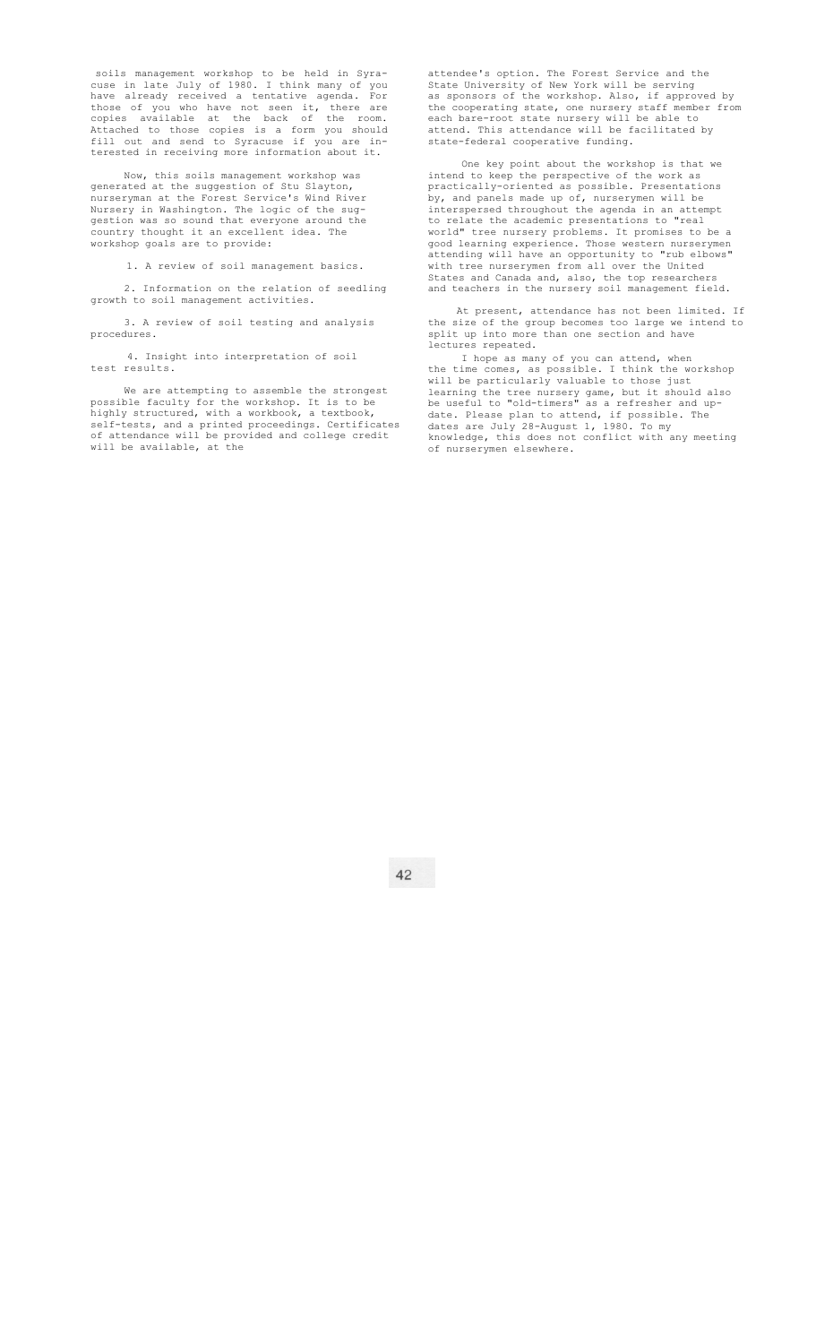soils management workshop to be held in Syracuse in late July of 1980. I think many of you have already received a tentative agenda. For those of you who have not seen it, there are copies available at the back of the room. Attached to those copies is a form you should fill out and send to Syracuse if you are interested in receiving more information about it.

Now, this soils management workshop was generated at the suggestion of Stu Slayton, nurseryman at the Forest Service's Wind River Nursery in Washington. The logic of the suggestion was so sound that everyone around the country thought it an excellent idea. The workshop goals are to provide:

1. A review of soil management basics.

2. Information on the relation of seedling growth to soil management activities.

3. A review of soil testing and analysis procedures.

4. Insight into interpretation of soil test results.

We are attempting to assemble the strongest possible faculty for the workshop. It is to be highly structured, with a workbook, a textbook, self-tests, and a printed proceedings. Certificates of attendance will be provided and college credit will be available, at the attendee's option. The Forest Service and the State University of New York will be serving as sponsors of the workshop. Also, if approved by the cooperating state, one nursery staff member from each bare-root state nursery will be able to attend. This attendance will be facilitated by state-federal cooperative funding.

One key point about the workshop is that we intend to keep the perspective of the work as practically-oriented as possible. Presentations by, and panels made up of, nurserymen will be interspersed throughout the agenda in an attempt to relate the academic presentations to "real world" tree nursery problems. It promises to be a good learning experience. Those western nurserymen attending will have an opportunity to "rub elbows" with tree nurserymen from all over the United States and Canada and, also, the top researchers and teachers in the nursery soil management field.

At present, attendance has not been limited. If the size of the group becomes too large we intend to split up into more than one section and have lectures repeated.

I hope as many of you can attend, when the time comes, as possible. I think the workshop will be particularly valuable to those just learning the tree nursery game, but it should also be useful to "old-timers" as a refresher and update. Please plan to attend, if possible. The dates are July 28-August 1, 1980. To my knowledge, this does not conflict with any meeting of nurserymen elsewhere.